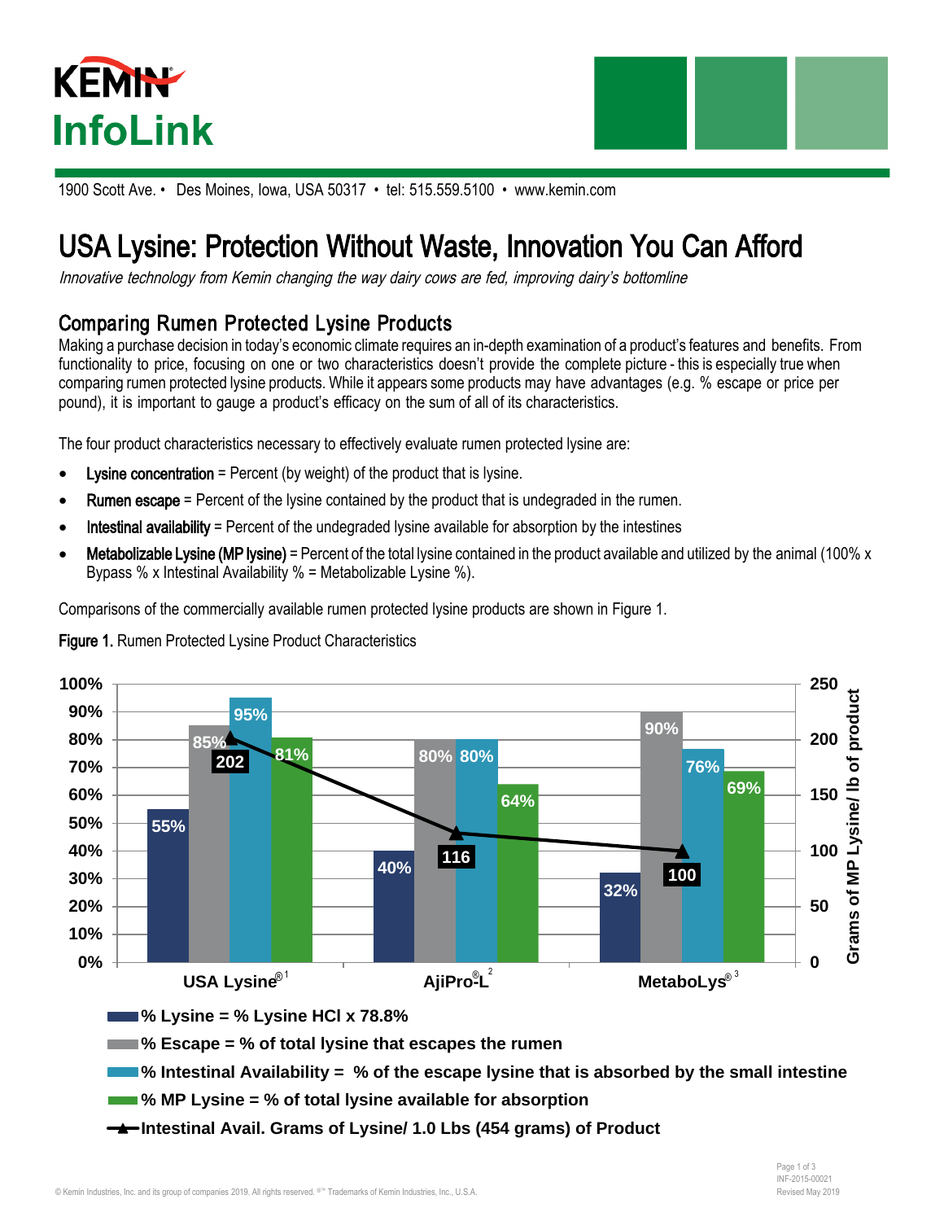# KEMIN InfoLink

1900 Scott Ave. • Des Moines, Iowa, USA 50317 • tel: 515.559.5100 • www.kemin.com

# USA Lysine: Protection Without Waste, Innovation You Can Afford

*Innovative technology from Kemin changing the way dairy cows are fed, improving dairy's bottomline*

## Comparing Rumen Protected Lysine Products

Making a purchase decision in today's economic climate requires an in-depth examination of a product's features and benefits. From functionality to price, focusing on one or two characteristics doesn't provide the complete picture - this is especially true when comparing rumen protected lysine products. While it appears some products may have advantages (e.g. % escape or price per pound), it is important to gauge a product's efficacy on the sum of all of its characteristics.

The four product characteristics necessary to effectively evaluate rumen protected lysine are:

- **Lysine concentration** = Percent (by weight) of the product that is lysine.
- **Rumen escape** = Percent of the lysine contained by the product that is undegraded in the rumen.
- **Intestinal availability** = Percent of the undegraded lysine available for absorption by the intestines
- **Metabolizable Lysine (MP lysine)** = Percent of the total lysine contained in the product available and utilized by the animal (100% x Bypass % x Intestinal Availability % = Metabolizable Lysine %).

Comparisons of the commercially available rumen protected lysine products are shown in Figure 1.

**Figure 1.** Rumen Protected Lysine Product Characteristics

| Product | % Lysine | % Escape | % Intestinal Availability | % MP Lysine | Grams of MP Lysine/ lb of product |
|---|---|---|---|---|---|
| USA Lysine®[1] | 55% | 85% | 95% | 81% | 202 |
| AjiPro®-L[2] | 40% | 80% | 80% | 64% | 116 |
| MetaboLys®[3] | 32% | 90% | 76% | 69% | 100 |

- % Lysine = % Lysine HCl x 78.8%
- % Escape = % of total lysine that escapes the rumen
- % Intestinal Availability = % of the escape lysine that is absorbed by the small intestine
- % MP Lysine = % of total lysine available for absorption
- Intestinal Avail. Grams of Lysine/ 1.0 Lbs (454 grams) of Product

© Kemin Industries, Inc. and its group of companies 2019. All rights reserved. ®™ Trademarks of Kemin Industries, Inc., U.S.A.

INF-2015-00021
Revised May 2019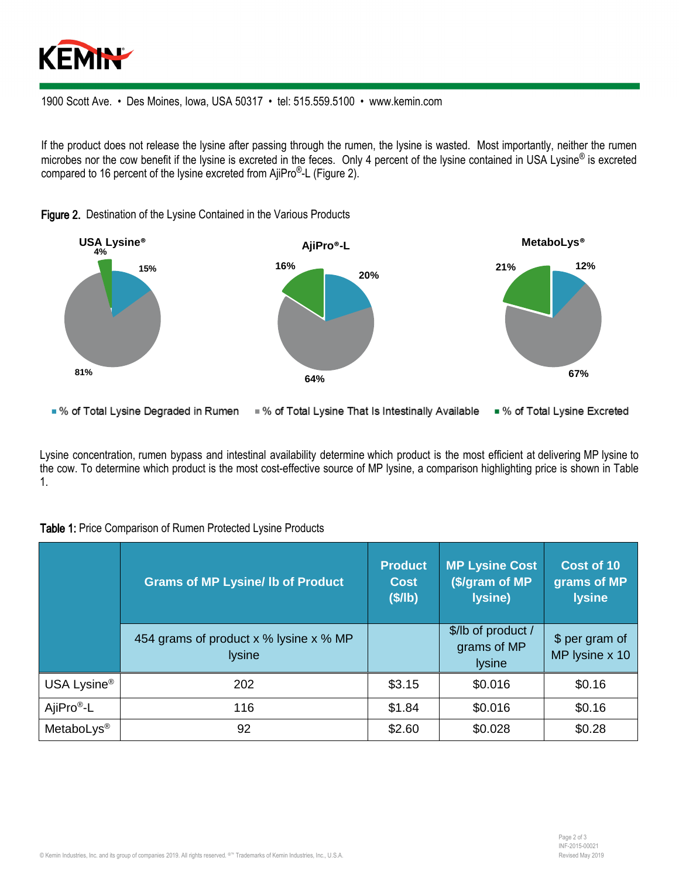If the product does not release the lysine after passing through the rumen, the lysine is wasted. Most importantly, neither the rumen microbes nor the cow benefit if the lysine is excreted in the feces. Only 4 percent of the lysine contained in USA Lysine® is excreted compared to 16 percent of the lysine excreted from AjiPro®-L (Figure 2).

**Figure 2.** Destination of the Lysine Contained in the Various Products

| | USA Lysine® | AjiPro®-L | MetaboLys® |
|---|---|---|---|
| % of Total Lysine Degraded in Rumen | 15% | 20% | 12% |
| % of Total Lysine That Is Intestinally Available | 81% | 64% | 67% |
| % of Total Lysine Excreted | 4% | 16% | 21% |

Lysine concentration, rumen bypass and intestinal availability determine which product is the most efficient at delivering MP lysine to the cow. To determine which product is the most cost-effective source of MP lysine, a comparison highlighting price is shown in Table 1.

**Table 1:** Price Comparison of Rumen Protected Lysine Products

| | Grams of MP Lysine/ lb of Product | Product Cost ($/lb) | MP Lysine Cost ($/gram of MP lysine) | Cost of 10 grams of MP lysine |
|---|---|---|---|---|
| | 454 grams of product x % lysine x % MP lysine | | $/lb of product / grams of MP lysine | $ per gram of MP lysine x 10 |
| USA Lysine® | 202 | $3.15 | $0.016 | $0.16 |
| AjiPro®-L | 116 | $1.84 | $0.016 | $0.16 |
| MetaboLys® | 92 | $2.60 | $0.028 | $0.28 |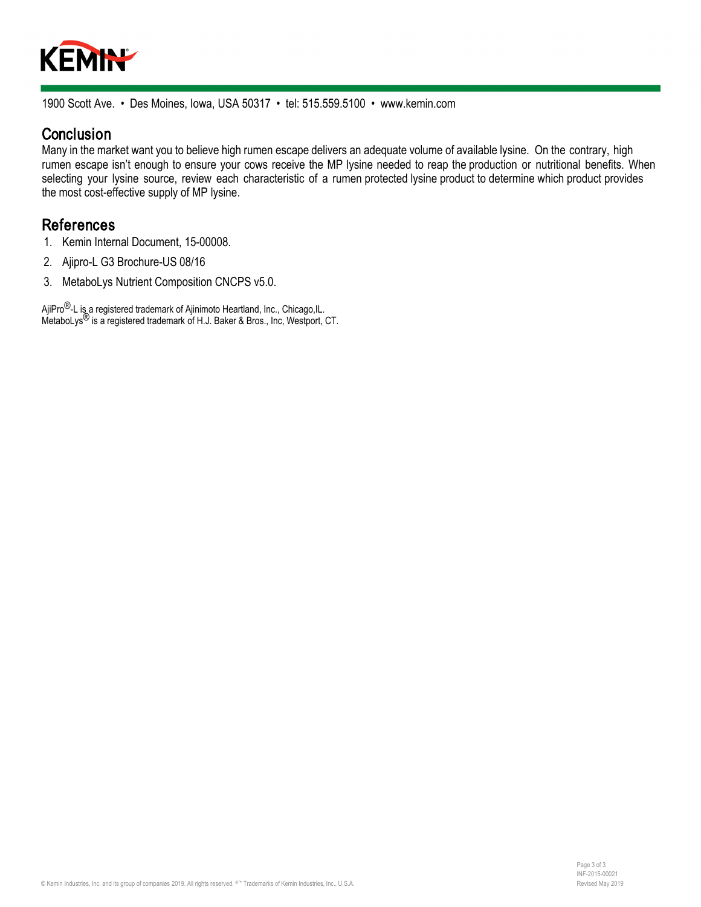1900 Scott Ave. • Des Moines, Iowa, USA 50317 • tel: 515.559.5100 • www.kemin.com

## Conclusion

Many in the market want you to believe high rumen escape delivers an adequate volume of available lysine. On the contrary, high rumen escape isn't enough to ensure your cows receive the MP lysine needed to reap the production or nutritional benefits. When selecting your lysine source, review each characteristic of a rumen protected lysine product to determine which product provides the most cost-effective supply of MP lysine.

## References

1. Kemin Internal Document, 15-00008.
2. Ajipro-L G3 Brochure-US 08/16
3. MetaboLys Nutrient Composition CNCPS v5.0.

AjiPro®-L is a registered trademark of Ajinimoto Heartland, Inc., Chicago,IL.
MetaboLys® is a registered trademark of H.J. Baker & Bros., Inc, Westport, CT.

© Kemin Industries, Inc. and its group of companies 2019. All rights reserved. ®™ Trademarks of Kemin Industries, Inc., U.S.A.

INF-2015-00021
Revised May 2019